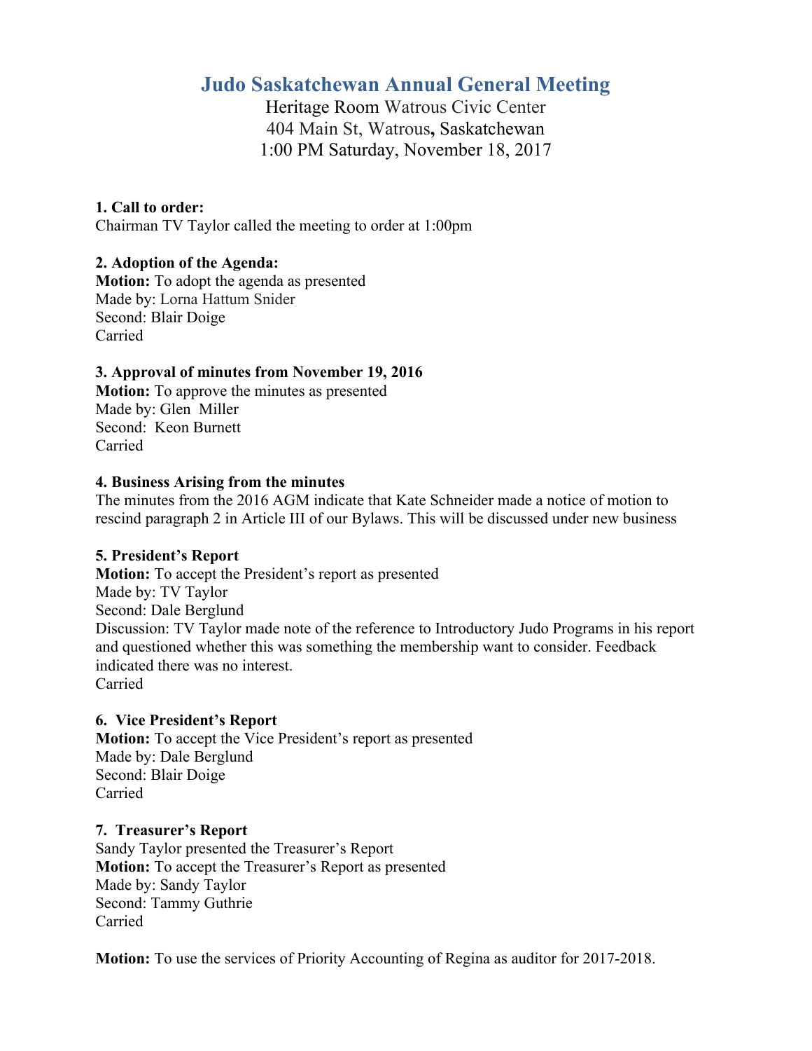# Judo Saskatchewan Annual General Meeting

Heritage Room Watrous Civic Center
404 Main St, Watrous, Saskatchewan
1:00 PM Saturday, November 18, 2017

**1. Call to order:**
Chairman TV Taylor called the meeting to order at 1:00pm

**2. Adoption of the Agenda:**
**Motion:** To adopt the agenda as presented
Made by: Lorna Hattum Snider
Second: Blair Doige
Carried

**3. Approval of minutes from November 19, 2016**
**Motion:** To approve the minutes as presented
Made by: Glen Miller
Second: Keon Burnett
Carried

**4. Business Arising from the minutes**
The minutes from the 2016 AGM indicate that Kate Schneider made a notice of motion to rescind paragraph 2 in Article III of our Bylaws. This will be discussed under new business

**5. President's Report**
**Motion:** To accept the President's report as presented
Made by: TV Taylor
Second: Dale Berglund
Discussion: TV Taylor made note of the reference to Introductory Judo Programs in his report and questioned whether this was something the membership want to consider. Feedback indicated there was no interest.
Carried

**6. Vice President's Report**
**Motion:** To accept the Vice President's report as presented
Made by: Dale Berglund
Second: Blair Doige
Carried

**7. Treasurer's Report**
Sandy Taylor presented the Treasurer's Report
**Motion:** To accept the Treasurer's Report as presented
Made by: Sandy Taylor
Second: Tammy Guthrie
Carried

**Motion:** To use the services of Priority Accounting of Regina as auditor for 2017-2018.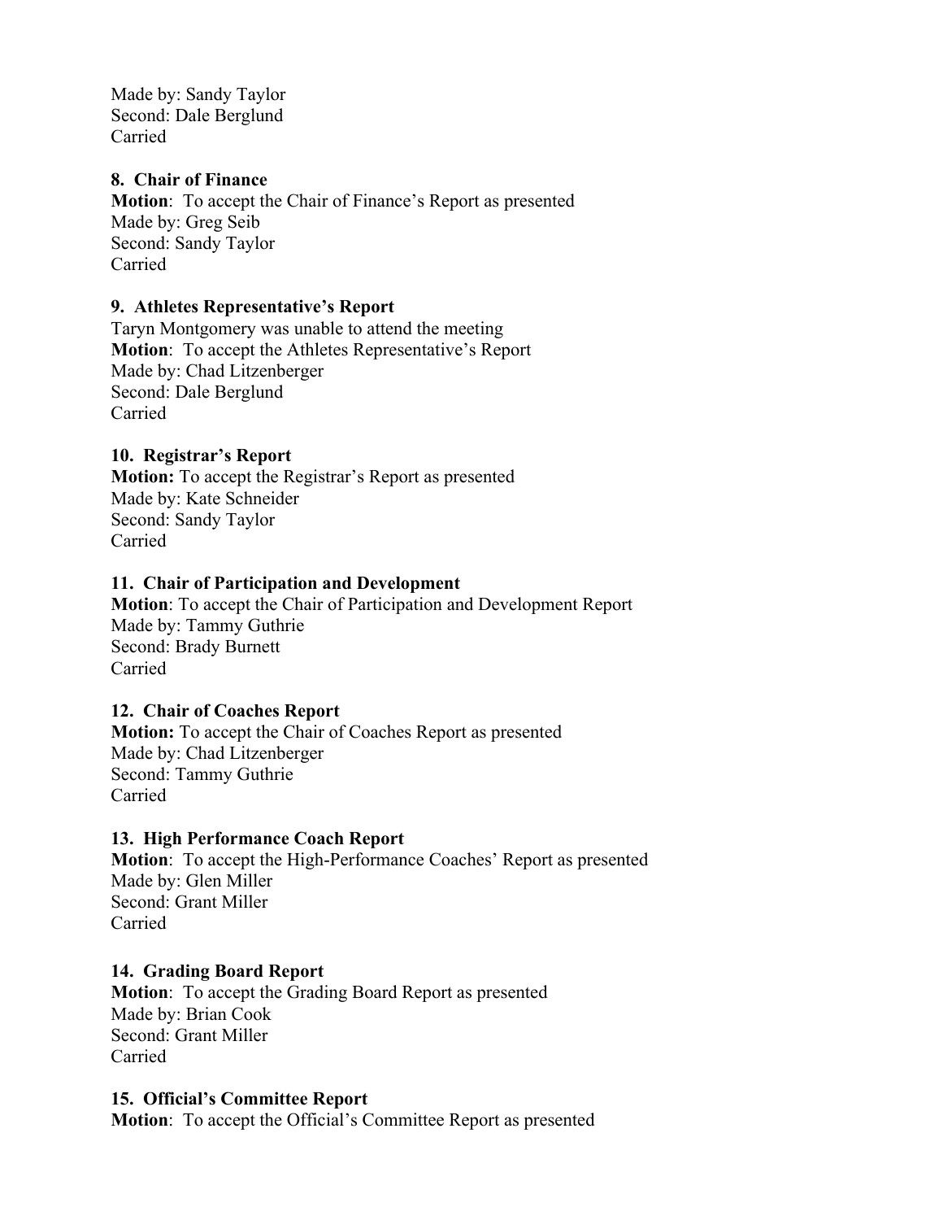Made by: Sandy Taylor
Second: Dale Berglund
Carried

**8. Chair of Finance**

**Motion**: To accept the Chair of Finance's Report as presented
Made by: Greg Seib
Second: Sandy Taylor
Carried

**9. Athletes Representative's Report**

Taryn Montgomery was unable to attend the meeting
**Motion**: To accept the Athletes Representative's Report
Made by: Chad Litzenberger
Second: Dale Berglund
Carried

**10. Registrar's Report**

**Motion:** To accept the Registrar's Report as presented
Made by: Kate Schneider
Second: Sandy Taylor
Carried

**11. Chair of Participation and Development**

**Motion**: To accept the Chair of Participation and Development Report
Made by: Tammy Guthrie
Second: Brady Burnett
Carried

**12. Chair of Coaches Report**

**Motion:** To accept the Chair of Coaches Report as presented
Made by: Chad Litzenberger
Second: Tammy Guthrie
Carried

**13. High Performance Coach Report**

**Motion**: To accept the High-Performance Coaches' Report as presented
Made by: Glen Miller
Second: Grant Miller
Carried

**14. Grading Board Report**

**Motion**: To accept the Grading Board Report as presented
Made by: Brian Cook
Second: Grant Miller
Carried

**15. Official's Committee Report**

**Motion**: To accept the Official's Committee Report as presented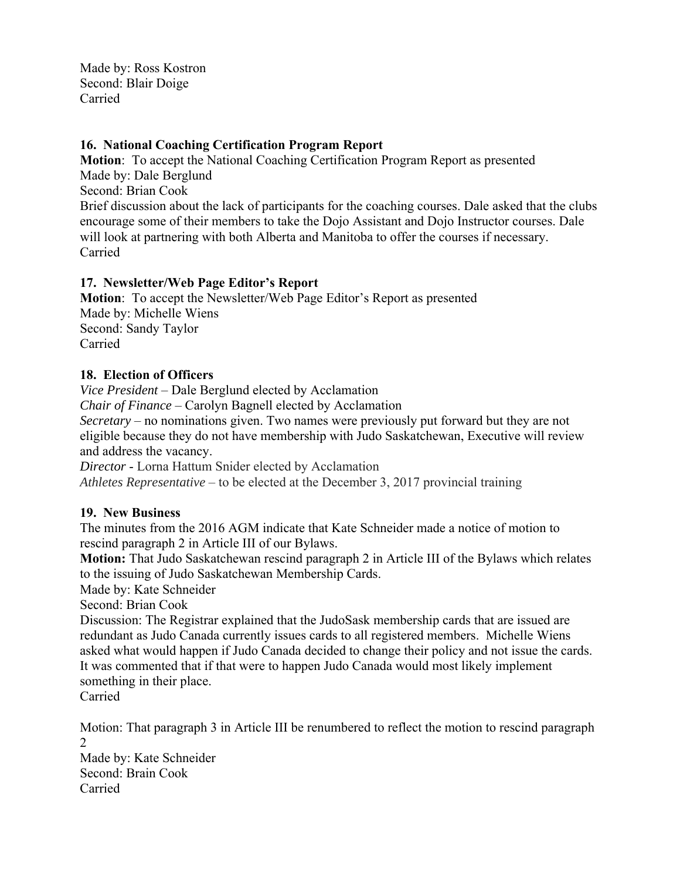Made by: Ross Kostron
Second: Blair Doige
Carried

**16. National Coaching Certification Program Report**

**Motion**: To accept the National Coaching Certification Program Report as presented
Made by: Dale Berglund
Second: Brian Cook
Brief discussion about the lack of participants for the coaching courses. Dale asked that the clubs encourage some of their members to take the Dojo Assistant and Dojo Instructor courses. Dale will look at partnering with both Alberta and Manitoba to offer the courses if necessary.
Carried

**17. Newsletter/Web Page Editor's Report**

**Motion**: To accept the Newsletter/Web Page Editor's Report as presented
Made by: Michelle Wiens
Second: Sandy Taylor
Carried

**18. Election of Officers**

*Vice President* – Dale Berglund elected by Acclamation
*Chair of Finance* – Carolyn Bagnell elected by Acclamation
*Secretary* – no nominations given. Two names were previously put forward but they are not eligible because they do not have membership with Judo Saskatchewan, Executive will review and address the vacancy.
*Director* - Lorna Hattum Snider elected by Acclamation
*Athletes Representative* – to be elected at the December 3, 2017 provincial training

**19. New Business**

The minutes from the 2016 AGM indicate that Kate Schneider made a notice of motion to rescind paragraph 2 in Article III of our Bylaws.
**Motion:** That Judo Saskatchewan rescind paragraph 2 in Article III of the Bylaws which relates to the issuing of Judo Saskatchewan Membership Cards.
Made by: Kate Schneider
Second: Brian Cook
Discussion: The Registrar explained that the JudoSask membership cards that are issued are redundant as Judo Canada currently issues cards to all registered members. Michelle Wiens asked what would happen if Judo Canada decided to change their policy and not issue the cards. It was commented that if that were to happen Judo Canada would most likely implement something in their place.
Carried

Motion: That paragraph 3 in Article III be renumbered to reflect the motion to rescind paragraph 2
Made by: Kate Schneider
Second: Brain Cook
Carried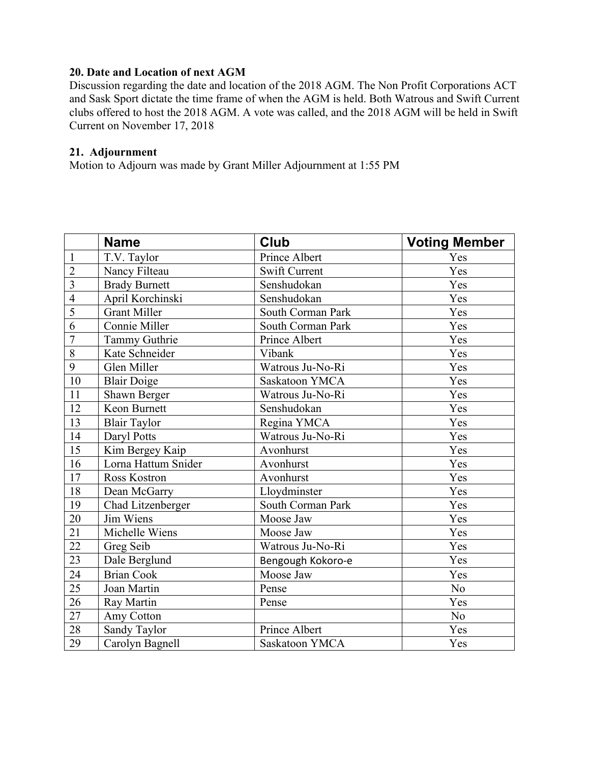**20. Date and Location of next AGM**

Discussion regarding the date and location of the 2018 AGM. The Non Profit Corporations ACT and Sask Sport dictate the time frame of when the AGM is held. Both Watrous and Swift Current clubs offered to host the 2018 AGM. A vote was called, and the 2018 AGM will be held in Swift Current on November 17, 2018

**21. Adjournment**

Motion to Adjourn was made by Grant Miller Adjournment at 1:55 PM

| | Name | Club | Voting Member |
|---|---|---|---|
| 1 | T.V. Taylor | Prince Albert | Yes |
| 2 | Nancy Filteau | Swift Current | Yes |
| 3 | Brady Burnett | Senshudokan | Yes |
| 4 | April Korchinski | Senshudokan | Yes |
| 5 | Grant Miller | South Corman Park | Yes |
| 6 | Connie Miller | South Corman Park | Yes |
| 7 | Tammy Guthrie | Prince Albert | Yes |
| 8 | Kate Schneider | Vibank | Yes |
| 9 | Glen Miller | Watrous Ju-No-Ri | Yes |
| 10 | Blair Doige | Saskatoon YMCA | Yes |
| 11 | Shawn Berger | Watrous Ju-No-Ri | Yes |
| 12 | Keon Burnett | Senshudokan | Yes |
| 13 | Blair Taylor | Regina YMCA | Yes |
| 14 | Daryl Potts | Watrous Ju-No-Ri | Yes |
| 15 | Kim Bergey Kaip | Avonhurst | Yes |
| 16 | Lorna Hattum Snider | Avonhurst | Yes |
| 17 | Ross Kostron | Avonhurst | Yes |
| 18 | Dean McGarry | Lloydminster | Yes |
| 19 | Chad Litzenberger | South Corman Park | Yes |
| 20 | Jim Wiens | Moose Jaw | Yes |
| 21 | Michelle Wiens | Moose Jaw | Yes |
| 22 | Greg Seib | Watrous Ju-No-Ri | Yes |
| 23 | Dale Berglund | Bengough Kokoro-e | Yes |
| 24 | Brian Cook | Moose Jaw | Yes |
| 25 | Joan Martin | Pense | No |
| 26 | Ray Martin | Pense | Yes |
| 27 | Amy Cotton | | No |
| 28 | Sandy Taylor | Prince Albert | Yes |
| 29 | Carolyn Bagnell | Saskatoon YMCA | Yes |